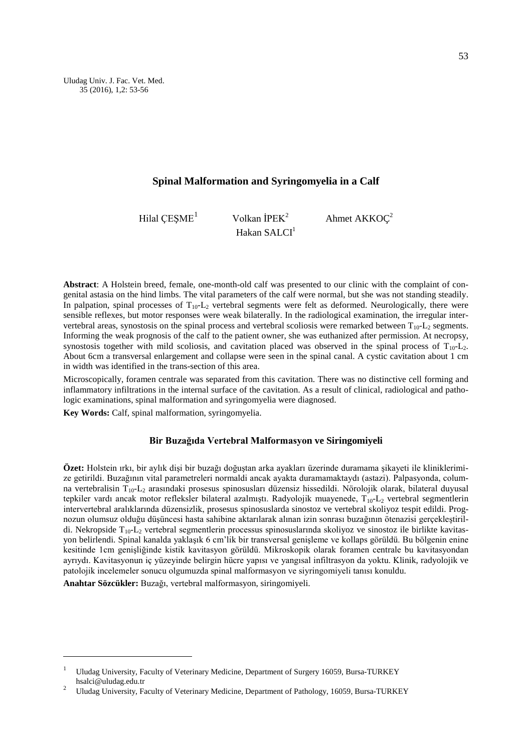# Spinal Malformation and Syringomyelia in a Calf

Hilal ÇEŞME[1] Volkan İPEK[2] Ahmet AKKOÇ[2]
Hakan SALCI[1]

**Abstract**: A Holstein breed, female, one-month-old calf was presented to our clinic with the complaint of congenital astasia on the hind limbs. The vital parameters of the calf were normal, but she was not standing steadily. In palpation, spinal processes of $T_{10}$-$L_2$ vertebral segments were felt as deformed. Neurologically, there were sensible reflexes, but motor responses were weak bilaterally. In the radiological examination, the irregular intervertebral areas, synostosis on the spinal process and vertebral scoliosis were remarked between $T_{10}$-$L_2$ segments. Informing the weak prognosis of the calf to the patient owner, she was euthanized after permission. At necropsy, synostosis together with mild scoliosis, and cavitation placed was observed in the spinal process of $T_{10}$-$L_2$. About 6cm a transversal enlargement and collapse were seen in the spinal canal. A cystic cavitation about 1 cm in width was identified in the trans-section of this area.

Microscopically, foramen centrale was separated from this cavitation. There was no distinctive cell forming and inflammatory infiltrations in the internal surface of the cavitation. As a result of clinical, radiological and pathologic examinations, spinal malformation and syringomyelia were diagnosed.

**Key Words:** Calf, spinal malformation, syringomyelia.

## Bir Buzağıda Vertebral Malformasyon ve Siringomiyeli

**Özet:** Holstein ırkı, bir aylık dişi bir buzağı doğuştan arka ayakları üzerinde duramama şikayeti ile kliniklerimize getirildi. Buzağının vital parametreleri normaldi ancak ayakta duramamaktaydı (astazi). Palpasyonda, columna vertebralisin $T_{10}$-$L_2$ arasındaki prosesus spinosusları düzensiz hissedildi. Nörolojik olarak, bilateral duyusal tepkiler vardı ancak motor refleksler bilateral azalmıştı. Radyolojik muayenede, $T_{10}$-$L_2$ vertebral segmentlerin intervertebral aralıklarında düzensizlik, prosesus spinosuslarda sinostoz ve vertebral skoliyoz tespit edildi. Prognozun olumsuz olduğu düşüncesi hasta sahibine aktarılarak alınan izin sonrası buzağının ötenazisi gerçekleştirildi. Nekropside $T_{10}$-$L_2$ vertebral segmentlerin processus spinosuslarında skoliyoz ve sinostoz ile birlikte kavitasyon belirlendi. Spinal kanalda yaklaşık 6 cm'lik bir transversal genişleme ve kollaps görüldü. Bu bölgenin enine kesitinde 1cm genişliğinde kistik kavitasyon görüldü. Mikroskopik olarak foramen centrale bu kavitasyondan ayrıydı. Kavitasyonun iç yüzeyinde belirgin hücre yapısı ve yangısal infiltrasyon da yoktu. Klinik, radyolojik ve patolojik incelemeler sonucu olgumuzda spinal malformasyon ve siyringomiyeli tanısı konuldu.

**Anahtar Sözcükler:** Buzağı, vertebral malformasyon, siringomiyeli.

---

[1] Uludag University, Faculty of Veterinary Medicine, Department of Surgery 16059, Bursa-TURKEY hsalci@uludag.edu.tr

[2] Uludag University, Faculty of Veterinary Medicine, Department of Pathology, 16059, Bursa-TURKEY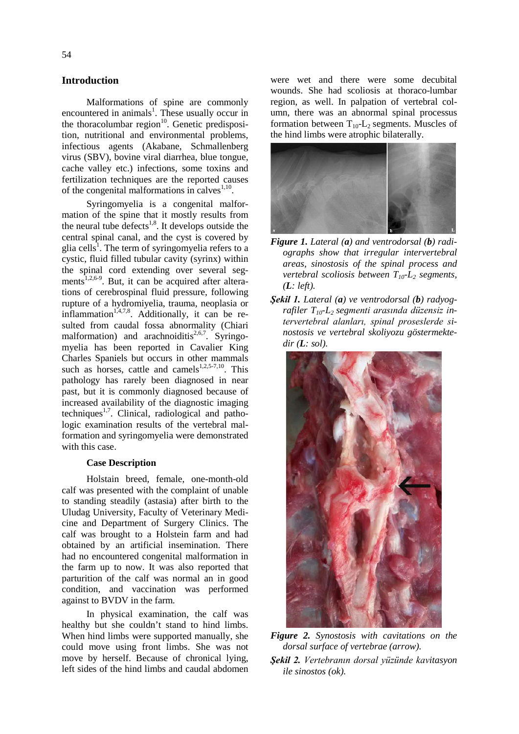## Introduction

Malformations of spine are commonly encountered in animals[1]. These usually occur in the thoracolumbar region[10]. Genetic predisposition, nutritional and environmental problems, infectious agents (Akabane, Schmallenberg virus (SBV), bovine viral diarrhea, blue tongue, cache valley etc.) infections, some toxins and fertilization techniques are the reported causes of the congenital malformations in calves[1,10].

Syringomyelia is a congenital malformation of the spine that it mostly results from the neural tube defects[1,8]. It develops outside the central spinal canal, and the cyst is covered by glia cells[1]. The term of syringomyelia refers to a cystic, fluid filled tubular cavity (syrinx) within the spinal cord extending over several segments[1,2,6-9]. But, it can be acquired after alterations of cerebrospinal fluid pressure, following rupture of a hydromiyelia, trauma, neoplasia or inflammation[1,4,7,8]. Additionally, it can be resulted from caudal fossa abnormality (Chiari malformation) and arachnoiditis[2,6,7]. Syringomyelia has been reported in Cavalier King Charles Spaniels but occurs in other mammals such as horses, cattle and camels[1,2,5-7,10]. This pathology has rarely been diagnosed in near past, but it is commonly diagnosed because of increased availability of the diagnostic imaging techniques[1,7]. Clinical, radiological and pathologic examination results of the vertebral malformation and syringomyelia were demonstrated with this case.

### Case Description

Holstain breed, female, one-month-old calf was presented with the complaint of unable to standing steadily (astasia) after birth to the Uludag University, Faculty of Veterinary Medicine and Department of Surgery Clinics. The calf was brought to a Holstein farm and had obtained by an artificial insemination. There had no encountered congenital malformation in the farm up to now. It was also reported that parturition of the calf was normal an in good condition, and vaccination was performed against to BVDV in the farm.

In physical examination, the calf was healthy but she couldn't stand to hind limbs. When hind limbs were supported manually, she could move using front limbs. She was not move by herself. Because of chronical lying, left sides of the hind limbs and caudal abdomen were wet and there were some decubital wounds. She had scoliosis at thoraco-lumbar region, as well. In palpation of vertebral column, there was an abnormal spinal processus formation between $T_{10}$-$L_2$ segments. Muscles of the hind limbs were atrophic bilaterally.

***Figure 1.*** *Lateral (**a**) and ventrodorsal (**b**) radiographs show that irregular intervertebral areas, sinostosis of the spinal process and vertebral scoliosis between $T_{10}$-$L_2$ segments, (**L**: left).*

***Şekil 1.*** *Lateral (**a**) ve ventrodorsal (**b**) radyografiler $T_{10}$-$L_2$ segmenti arasında düzensiz intervertebral alanları, spinal proseslerde sinostosis ve vertebral skoliyozu göstermektedir (**L**: sol).*

***Figure 2.*** *Synostosis with cavitations on the dorsal surface of vertebrae (arrow).*

***Şekil 2.*** *Vertebranın dorsal yüzünde kavitasyon ile sinostos (ok).*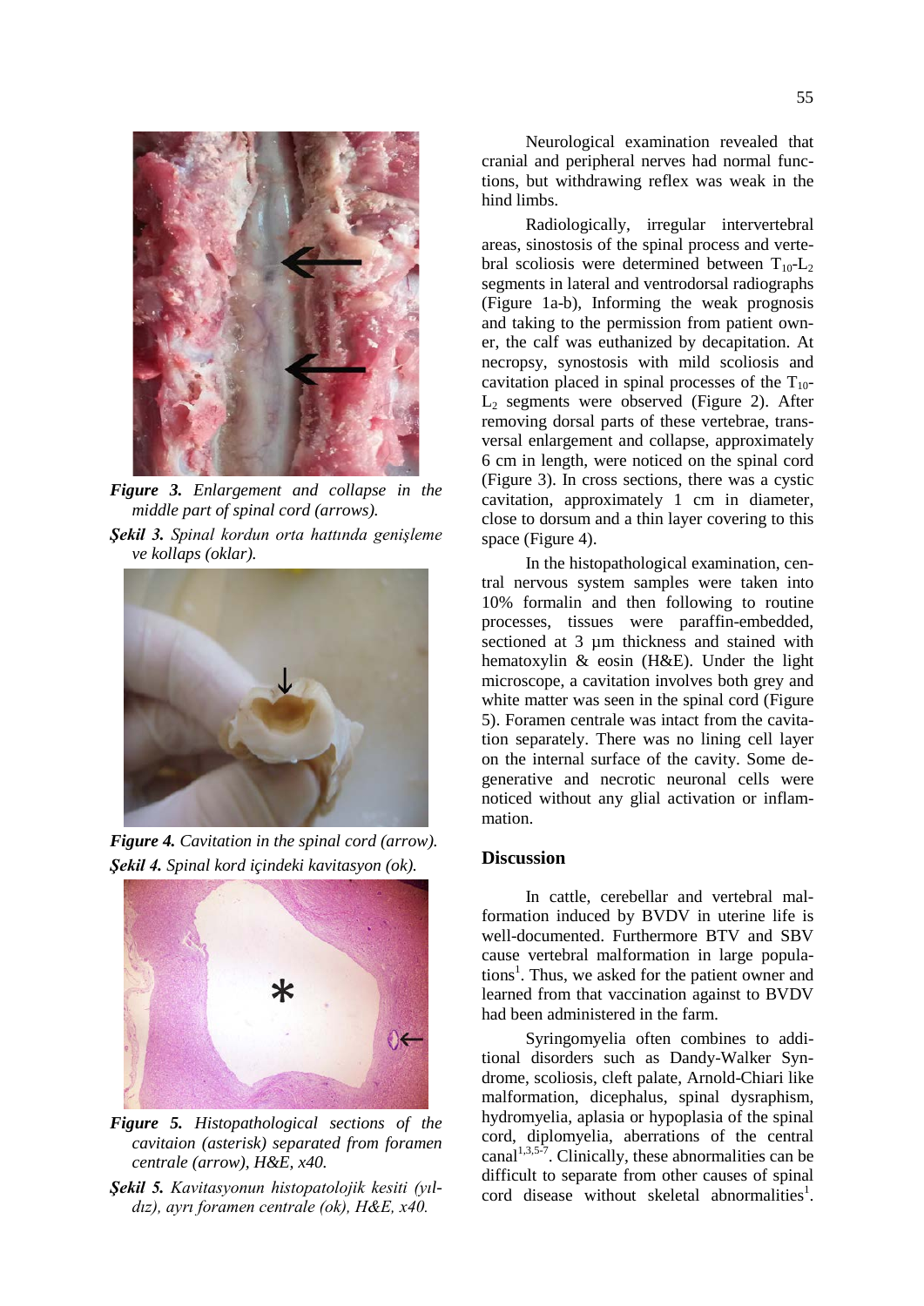*__Figure 3.__ Enlargement and collapse in the middle part of spinal cord (arrows).*

*__Şekil 3.__ Spinal kordun orta hattında genişleme ve kollaps (oklar).*

*__Figure 4.__ Cavitation in the spinal cord (arrow).*

*__Şekil 4.__ Spinal kord içindeki kavitasyon (ok).*

*__Figure 5.__ Histopathological sections of the cavitaion (asterisk) separated from foramen centrale (arrow), H&E, x40.*

*__Şekil 5.__ Kavitasyonun histopatolojik kesiti (yıldız), ayrı foramen centrale (ok), H&E, x40.*

Neurological examination revealed that cranial and peripheral nerves had normal functions, but withdrawing reflex was weak in the hind limbs.

Radiologically, irregular intervertebral areas, sinostosis of the spinal process and vertebral scoliosis were determined between $T_{10}$-$L_2$ segments in lateral and ventrodorsal radiographs (Figure 1a-b), Informing the weak prognosis and taking to the permission from patient owner, the calf was euthanized by decapitation. At necropsy, synostosis with mild scoliosis and cavitation placed in spinal processes of the $T_{10}$-$L_2$ segments were observed (Figure 2). After removing dorsal parts of these vertebrae, transversal enlargement and collapse, approximately 6 cm in length, were noticed on the spinal cord (Figure 3). In cross sections, there was a cystic cavitation, approximately 1 cm in diameter, close to dorsum and a thin layer covering to this space (Figure 4).

In the histopathological examination, central nervous system samples were taken into 10% formalin and then following to routine processes, tissues were paraffin-embedded, sectioned at 3 µm thickness and stained with hematoxylin & eosin (H&E). Under the light microscope, a cavitation involves both grey and white matter was seen in the spinal cord (Figure 5). Foramen centrale was intact from the cavitation separately. There was no lining cell layer on the internal surface of the cavity. Some degenerative and necrotic neuronal cells were noticed without any glial activation or inflammation.

## Discussion

In cattle, cerebellar and vertebral malformation induced by BVDV in uterine life is well-documented. Furthermore BTV and SBV cause vertebral malformation in large populations[1]. Thus, we asked for the patient owner and learned from that vaccination against to BVDV had been administered in the farm.

Syringomyelia often combines to additional disorders such as Dandy-Walker Syndrome, scoliosis, cleft palate, Arnold-Chiari like malformation, dicephalus, spinal dysraphism, hydromyelia, aplasia or hypoplasia of the spinal cord, diplomyelia, aberrations of the central canal[1,3,5-7]. Clinically, these abnormalities can be difficult to separate from other causes of spinal cord disease without skeletal abnormalities[1].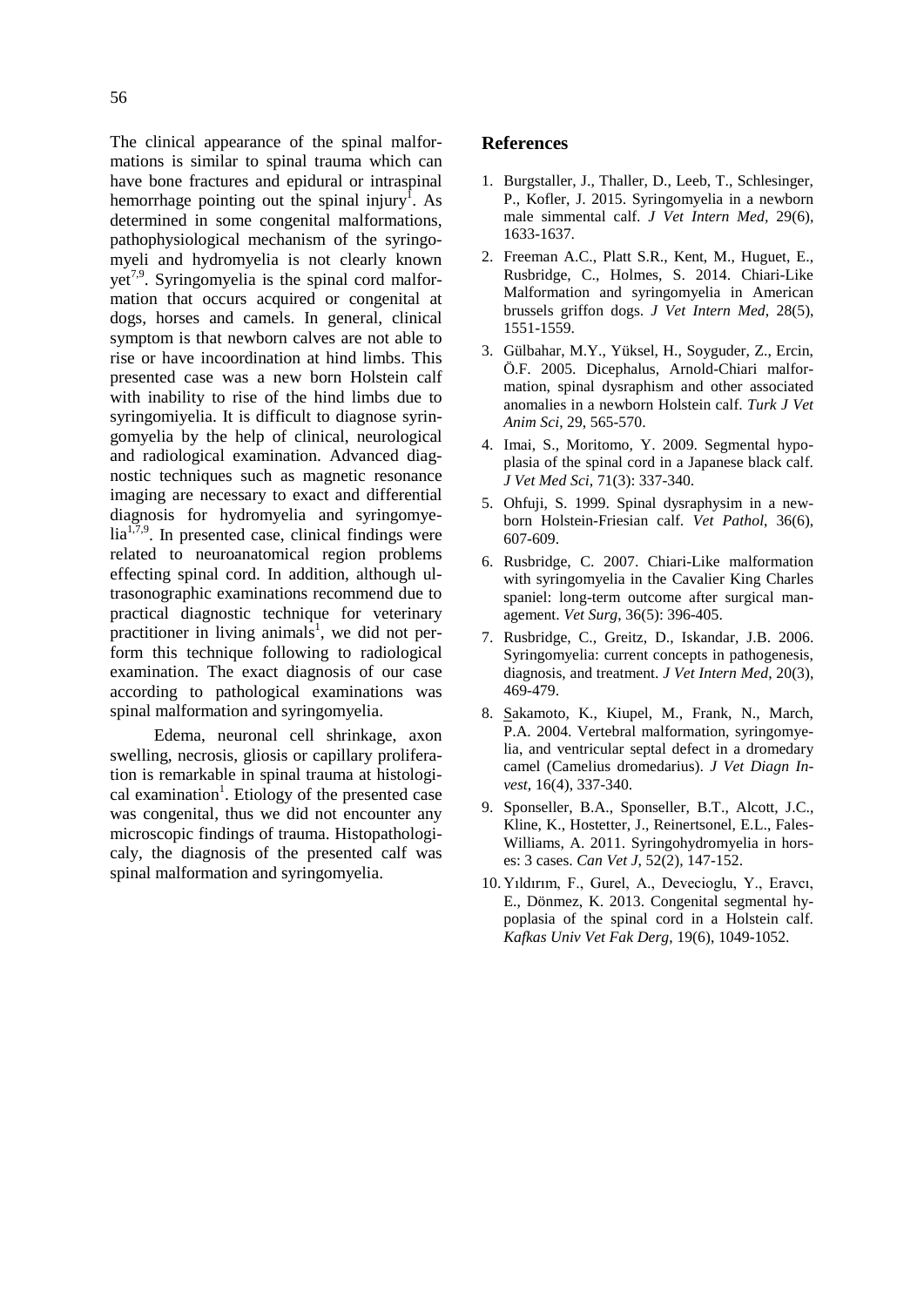The clinical appearance of the spinal malformations is similar to spinal trauma which can have bone fractures and epidural or intraspinal hemorrhage pointing out the spinal injury[1]. As determined in some congenital malformations, pathophysiological mechanism of the syringomyeli and hydromyelia is not clearly known yet[7,9]. Syringomyelia is the spinal cord malformation that occurs acquired or congenital at dogs, horses and camels. In general, clinical symptom is that newborn calves are not able to rise or have incoordination at hind limbs. This presented case was a new born Holstein calf with inability to rise of the hind limbs due to syringomiyelia. It is difficult to diagnose syringomyelia by the help of clinical, neurological and radiological examination. Advanced diagnostic techniques such as magnetic resonance imaging are necessary to exact and differential diagnosis for hydromyelia and syringomyelia[1,7,9]. In presented case, clinical findings were related to neuroanatomical region problems effecting spinal cord. In addition, although ultrasonographic examinations recommend due to practical diagnostic technique for veterinary practitioner in living animals[1], we did not perform this technique following to radiological examination. The exact diagnosis of our case according to pathological examinations was spinal malformation and syringomyelia.

Edema, neuronal cell shrinkage, axon swelling, necrosis, gliosis or capillary proliferation is remarkable in spinal trauma at histological examination[1]. Etiology of the presented case was congenital, thus we did not encounter any microscopic findings of trauma. Histopathologicaly, the diagnosis of the presented calf was spinal malformation and syringomyelia.

## References

1. Burgstaller, J., Thaller, D., Leeb, T., Schlesinger, P., Kofler, J. 2015. Syringomyelia in a newborn male simmental calf. *J Vet Intern Med,* 29(6), 1633-1637.
2. Freeman A.C., Platt S.R., Kent, M., Huguet, E., Rusbridge, C., Holmes, S. 2014. Chiari-Like Malformation and syringomyelia in American brussels griffon dogs. *J Vet Intern Med*, 28(5), 1551-1559.
3. Gülbahar, M.Y., Yüksel, H., Soyguder, Z., Ercin, Ö.F. 2005. Dicephalus, Arnold-Chiari malformation, spinal dysraphism and other associated anomalies in a newborn Holstein calf. *Turk J Vet Anim Sci*, 29, 565-570.
4. Imai, S., Moritomo, Y. 2009. Segmental hypoplasia of the spinal cord in a Japanese black calf. *J Vet Med Sci*, 71(3): 337-340.
5. Ohfuji, S. 1999. Spinal dysraphysim in a newborn Holstein-Friesian calf. *Vet Pathol*, 36(6), 607-609.
6. Rusbridge, C. 2007. Chiari-Like malformation with syringomyelia in the Cavalier King Charles spaniel: long-term outcome after surgical management. *Vet Surg*, 36(5): 396-405.
7. Rusbridge, C., Greitz, D., Iskandar, J.B. 2006. Syringomyelia: current concepts in pathogenesis, diagnosis, and treatment. *J Vet Intern Med*, 20(3), 469-479.
8. Sakamoto, K., Kiupel, M., Frank, N., March, P.A. 2004. Vertebral malformation, syringomyelia, and ventricular septal defect in a dromedary camel (Camelius dromedarius). *J Vet Diagn Invest*, 16(4), 337-340.
9. Sponseller, B.A., Sponseller, B.T., Alcott, J.C., Kline, K., Hostetter, J., Reinertsonel, E.L., Fales-Williams, A. 2011. Syringohydromyelia in horses: 3 cases. *Can Vet J*, 52(2), 147-152.
10. Yıldırım, F., Gurel, A., Devecioglu, Y., Eravcı, E., Dönmez, K. 2013. Congenital segmental hypoplasia of the spinal cord in a Holstein calf. *Kafkas Univ Vet Fak Derg*, 19(6), 1049-1052.